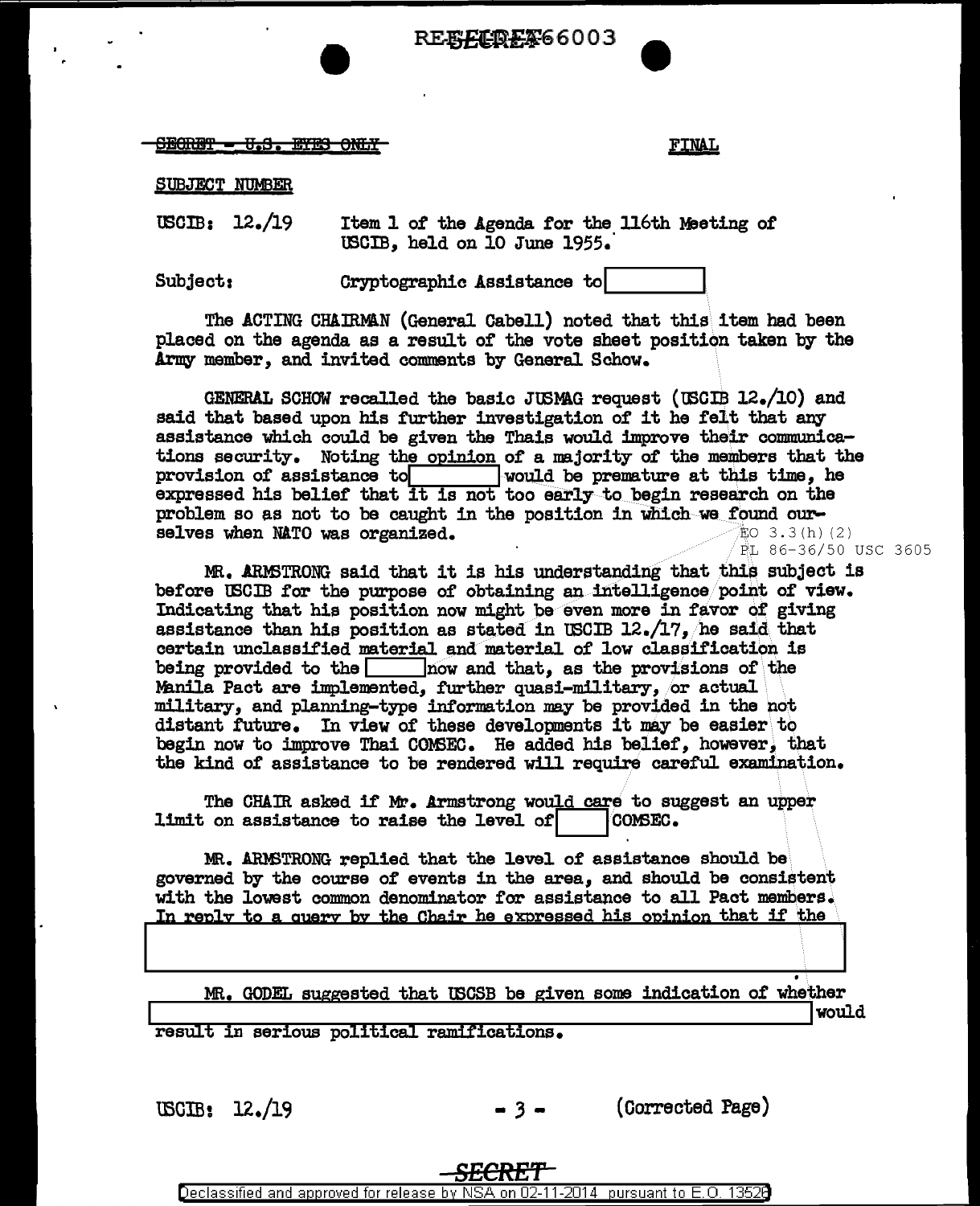REF ID:A66003

~~SECRET - U.S. EYES ONLY~~ FINAL

SUBJECT NUMBER

USCIB: 12./19 Item 1 of the Agenda for the 116th Meeting of USCIB, held on 10 June 1955.

Subject: Cryptographic Assistance to [ ]

The ACTING CHAIRMAN (General Cabell) noted that this item had been placed on the agenda as a result of the vote sheet position taken by the Army member, and invited comments by General Schow.

GENERAL SCHOW recalled the basic JUSMAG request (USCIB 12./10) and said that based upon his further investigation of it he felt that any assistance which could be given the Thais would improve their communications security. Noting the opinion of a majority of the members that the provision of assistance to [ ] would be premature at this time, he expressed his belief that it is not too early to begin research on the problem so as not to be caught in the position in which we found ourselves when NATO was organized.

EO 3.3(h)(2)
PL 86-36/50 USC 3605

MR. ARMSTRONG said that it is his understanding that this subject is before USCIB for the purpose of obtaining an intelligence point of view. Indicating that his position now might be even more in favor of giving assistance than his position as stated in USCIB 12./17, he said that certain unclassified material and material of low classification is being provided to the [ ] now and that, as the provisions of the Manila Pact are implemented, further quasi-military, or actual military, and planning-type information may be provided in the not distant future. In view of these developments it may be easier to begin now to improve Thai COMSEC. He added his belief, however, that the kind of assistance to be rendered will require careful examination.

The CHAIR asked if Mr. Armstrong would care to suggest an upper limit on assistance to raise the level of [ ] COMSEC.

MR. ARMSTRONG replied that the level of assistance should be governed by the course of events in the area, and should be consistent with the lowest common denominator for assistance to all Pact members. In reply to a query by the Chair he expressed his opinion that if the [ ]

MR. GODEL suggested that USCSB be given some indication of whether [ ] would result in serious political ramifications.

USCIB: 12./19 - 3 - (Corrected Page)

SECRET

Declassified and approved for release by NSA on 02-11-2014 pursuant to E.O. 13526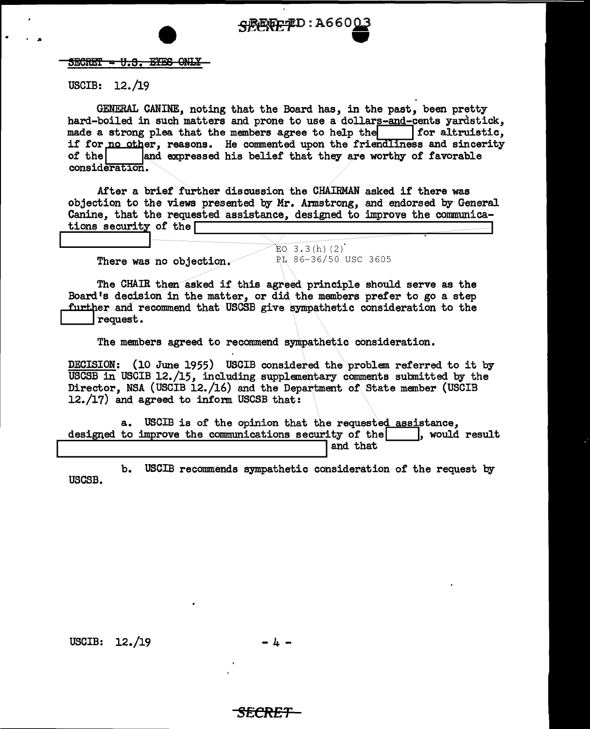SECRET - U.S. EYES ONLY

USCIB: 12./19

GENERAL CANINE, noting that the Board has, in the past, been pretty hard-boiled in such matters and prone to use a dollars-and-cents yardstick, made a strong plea that the members agree to help the [ ] for altruistic, if for no other, reasons. He commented upon the friendliness and sincerity of the [ ] and expressed his belief that they are worthy of favorable consideration.

After a brief further discussion the CHAIRMAN asked if there was objection to the views presented by Mr. Armstrong, and endorsed by General Canine, that the requested assistance, designed to improve the communications security of the [ ]
[ ]

EO 3.3(h)(2)
PL 86-36/50 USC 3605

There was no objection.

The CHAIR then asked if this agreed principle should serve as the Board's decision in the matter, or did the members prefer to go a step further and recommend that USCSB give sympathetic consideration to the [ ] request.

The members agreed to recommend sympathetic consideration.

DECISION: (10 June 1955) USCIB considered the problem referred to it by USCSB in USCIB 12./15, including supplementary comments submitted by the Director, NSA (USCIB 12./16) and the Department of State member (USCIB 12./17) and agreed to inform USCSB that:

a. USCIB is of the opinion that the requested assistance, designed to improve the communications security of the [ ], would result [ ] and that

b. USCIB recommends sympathetic consideration of the request by USCSB.

USCIB: 12./19

SECRET